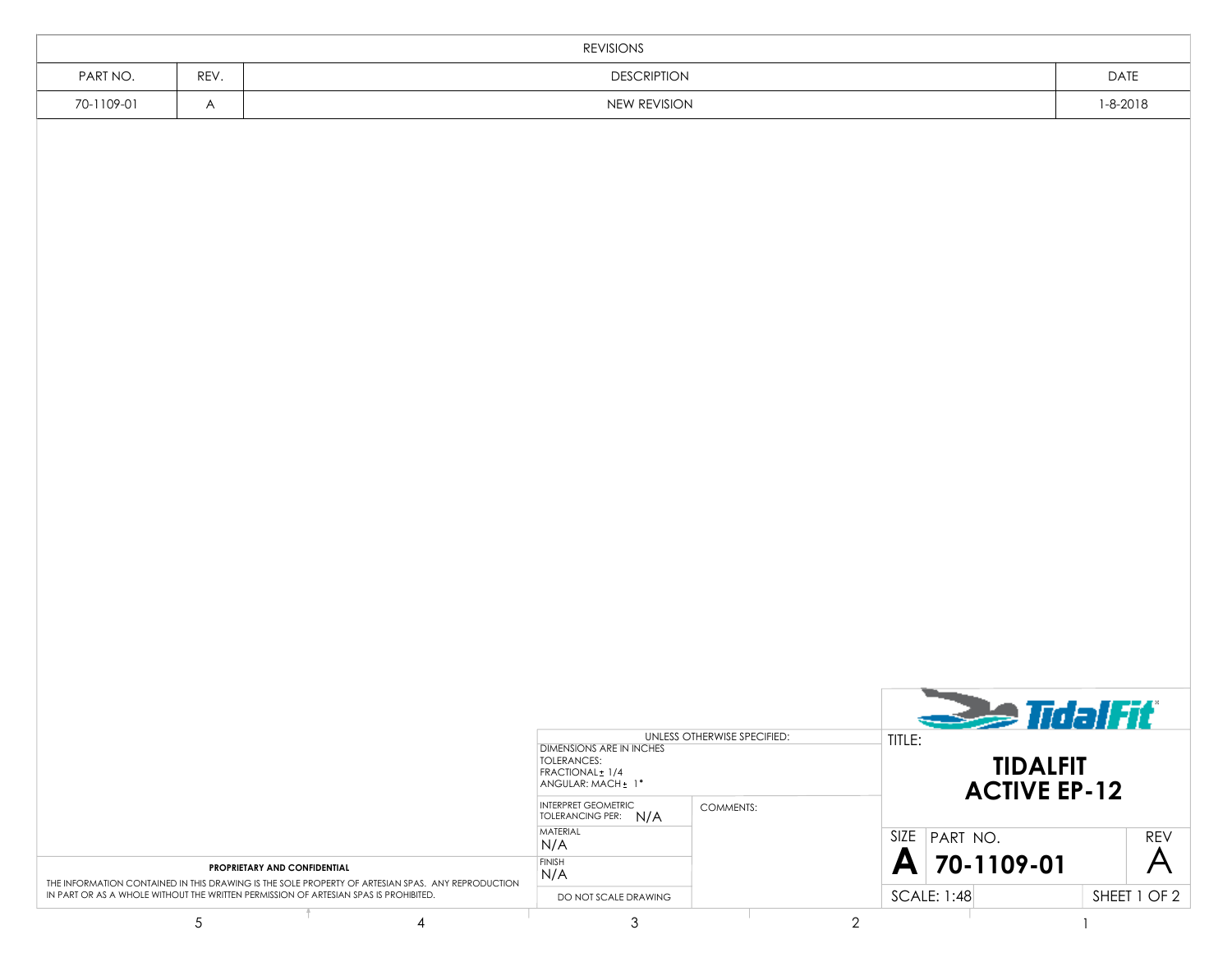| REVISIONS | | | |
|---|---|---|---|
| PART NO. | REV. | DESCRIPTION | DATE |
| 70-1109-01 | A | NEW REVISION | 1-8-2018 |

TidalFit

| UNLESS OTHERWISE SPECIFIED: | |
|---|---|
| DIMENSIONS ARE IN INCHES<br>TOLERANCES:<br>FRACTIONAL ± 1/4<br>ANGULAR: MACH ± 1° | |
| INTERPRET GEOMETRIC TOLERANCING PER: N/A | COMMENTS: |
| MATERIAL<br>N/A | |
| FINISH<br>N/A | |
| DO NOT SCALE DRAWING | |

TITLE:

**TIDALFIT**
**ACTIVE EP-12**

| SIZE | PART NO. | REV |
|---|---|---|
| **A** | **70-1109-01** | A |
| SCALE: 1:48 | | SHEET 1 OF 2 |

**PROPRIETARY AND CONFIDENTIAL**

THE INFORMATION CONTAINED IN THIS DRAWING IS THE SOLE PROPERTY OF ARTESIAN SPAS. ANY REPRODUCTION IN PART OR AS A WHOLE WITHOUT THE WRITTEN PERMISSION OF ARTESIAN SPAS IS PROHIBITED.

5 4 3 2 1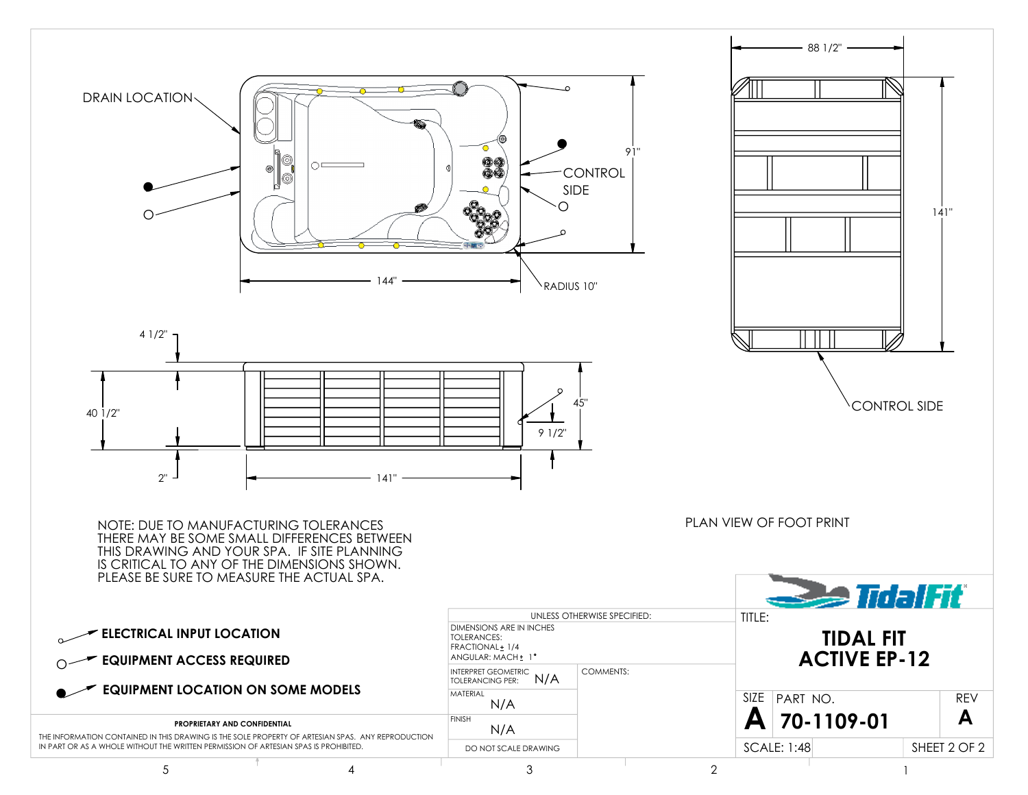DRAIN LOCATION

CONTROL SIDE

91"

144"

RADIUS 10"

88 1/2"

141"

CONTROL SIDE

4 1/2"

40 1/2"

2"

141"

45"

9 1/2"

PLAN VIEW OF FOOT PRINT

NOTE: DUE TO MANUFACTURING TOLERANCES THERE MAY BE SOME SMALL DIFFERENCES BETWEEN THIS DRAWING AND YOUR SPA. IF SITE PLANNING IS CRITICAL TO ANY OF THE DIMENSIONS SHOWN. PLEASE BE SURE TO MEASURE THE ACTUAL SPA.

**ELECTRICAL INPUT LOCATION**

**EQUIPMENT ACCESS REQUIRED**

**EQUIPMENT LOCATION ON SOME MODELS**

**PROPRIETARY AND CONFIDENTIAL**

THE INFORMATION CONTAINED IN THIS DRAWING IS THE SOLE PROPERTY OF ARTESIAN SPAS. ANY REPRODUCTION IN PART OR AS A WHOLE WITHOUT THE WRITTEN PERMISSION OF ARTESIAN SPAS IS PROHIBITED.

UNLESS OTHERWISE SPECIFIED:

DIMENSIONS ARE IN INCHES
TOLERANCES:
FRACTIONAL ± 1/4
ANGULAR: MACH ± 1°

INTERPRET GEOMETRIC TOLERANCING PER: N/A

COMMENTS:

MATERIAL: N/A

FINISH: N/A

DO NOT SCALE DRAWING

TidalFit

TITLE:

**TIDAL FIT ACTIVE EP-12**

| SIZE | PART NO. | REV |
|---|---|---|
| A | 70-1109-01 | A |
| SCALE: 1:48 | | SHEET 2 OF 2 |